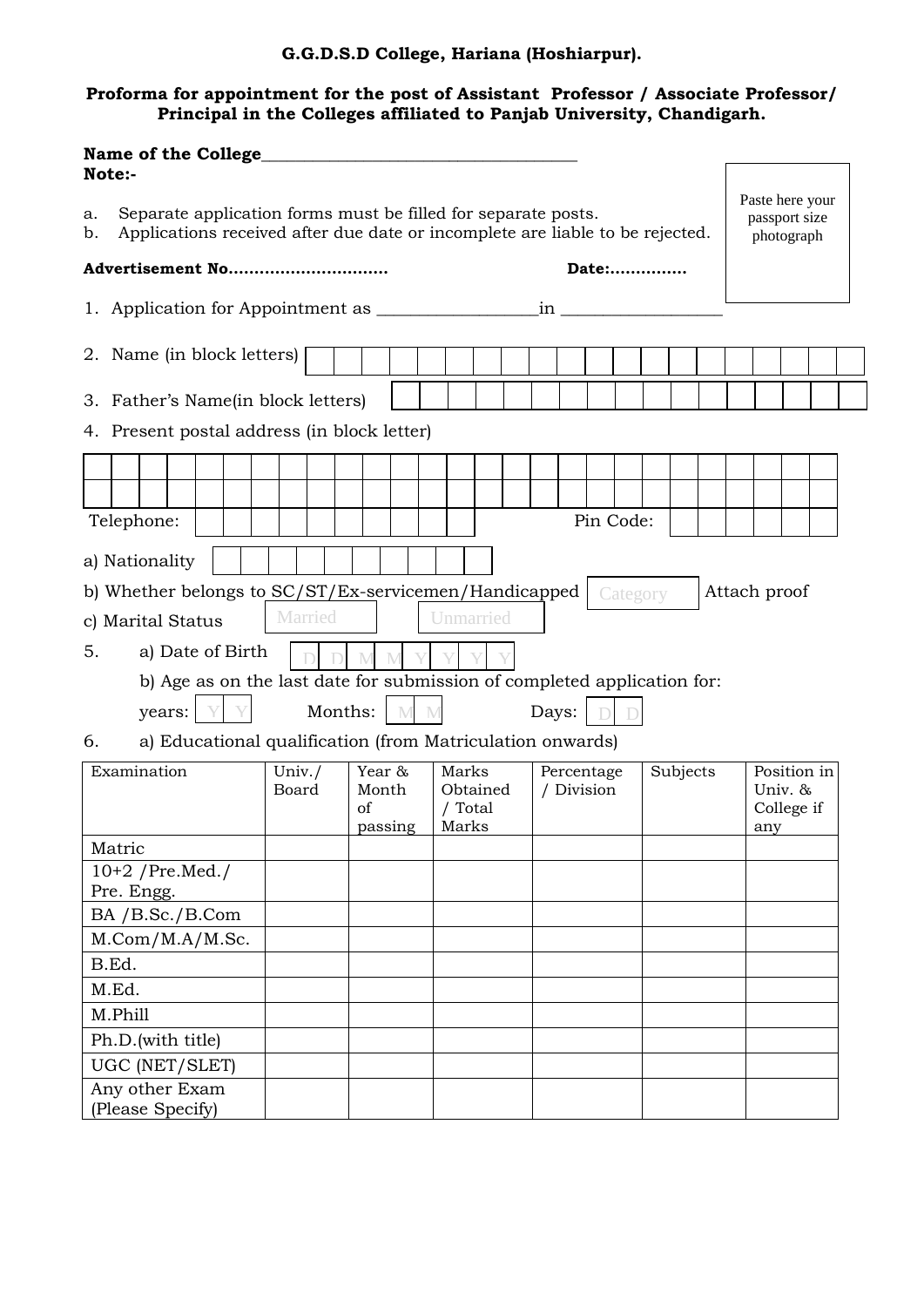**G.G.D.S.D College, Hariana (Hoshiarpur).**

**Proforma for appointment for the post of Assistant Professor / Associate Professor/ Principal in the Colleges affiliated to Panjab University, Chandigarh.**

**Name of the College**_____________________________________

**Note:-**

Paste here your passport size photograph

a. Separate application forms must be filled for separate posts.
b. Applications received after due date or incomplete are liable to be rejected.

**Advertisement No..............................** **Date:...............**

1. Application for Appointment as __________________in __________________

2. Name (in block letters)

3. Father's Name(in block letters)

4. Present postal address (in block letter)

Telephone: Pin Code:

a) Nationality

b) Whether belongs to SC/ST/Ex-servicemen/Handicapped Category Attach proof

c) Marital Status Married Unmarried

5. a) Date of Birth D D M M Y Y Y Y

b) Age as on the last date for submission of completed application for:

years: Y Y Months: M M Days: D D

6. a) Educational qualification (from Matriculation onwards)

| Examination | Univ./ Board | Year & Month of passing | Marks Obtained / Total Marks | Percentage / Division | Subjects | Position in Univ. & College if any |
|---|---|---|---|---|---|---|
| Matric | | | | | | |
| 10+2 /Pre.Med./ Pre. Engg. | | | | | | |
| BA /B.Sc./B.Com | | | | | | |
| M.Com/M.A/M.Sc. | | | | | | |
| B.Ed. | | | | | | |
| M.Ed. | | | | | | |
| M.Phill | | | | | | |
| Ph.D.(with title) | | | | | | |
| UGC (NET/SLET) | | | | | | |
| Any other Exam (Please Specify) | | | | | | |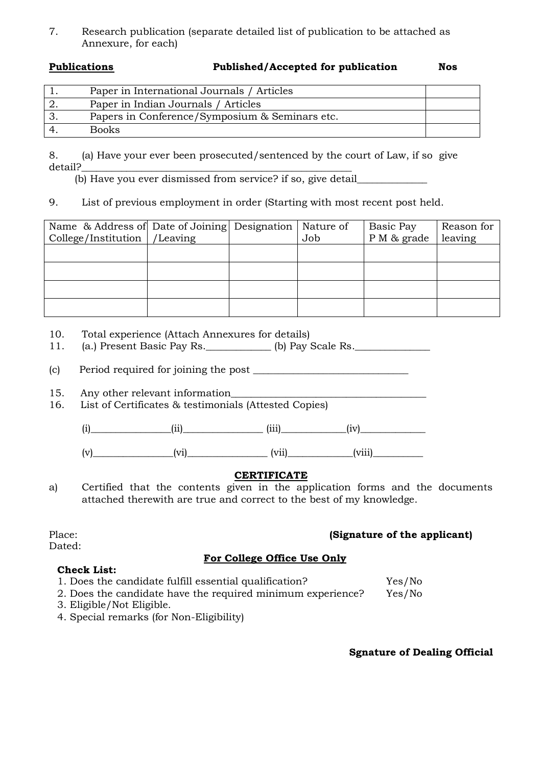7. Research publication (separate detailed list of publication to be attached as Annexure, for each)

**Publications** **Published/Accepted for publication** **Nos**

| | | |
|---|---|---|
| 1. | Paper in International Journals / Articles | |
| 2. | Paper in Indian Journals / Articles | |
| 3. | Papers in Conference/Symposium & Seminars etc. | |
| 4. | Books | |

8. (a) Have your ever been prosecuted/sentenced by the court of Law, if so give detail?_______________________________________________________

(b) Have you ever dismissed from service? if so, give detail______________

9. List of previous employment in order (Starting with most recent post held.

| Name & Address of College/Institution | Date of Joining /Leaving | Designation | Nature of Job | Basic Pay P M & grade | Reason for leaving |
|---|---|---|---|---|---|
| | | | | | |
| | | | | | |
| | | | | | |
| | | | | | |

10. Total experience (Attach Annexures for details)

11. (a.) Present Basic Pay Rs._____________ (b) Pay Scale Rs._______________

(c) Period required for joining the post _______________________________

15. Any other relevant information_______________________________________

16. List of Certificates & testimonials (Attested Copies)

(i)________________(ii)________________ (iii)_____________(iv)_____________

(v)________________(vi)________________ (vii)_____________(viii)__________

**CERTIFICATE**

a) Certified that the contents given in the application forms and the documents attached therewith are true and correct to the best of my knowledge.

Place:

Dated:

**(Signature of the applicant)**

**For College Office Use Only**

**Check List:**

1. Does the candidate fulfill essential qualification? Yes/No
2. Does the candidate have the required minimum experience? Yes/No
3. Eligible/Not Eligible.
4. Special remarks (for Non-Eligibility)

**Sgnature of Dealing Official**